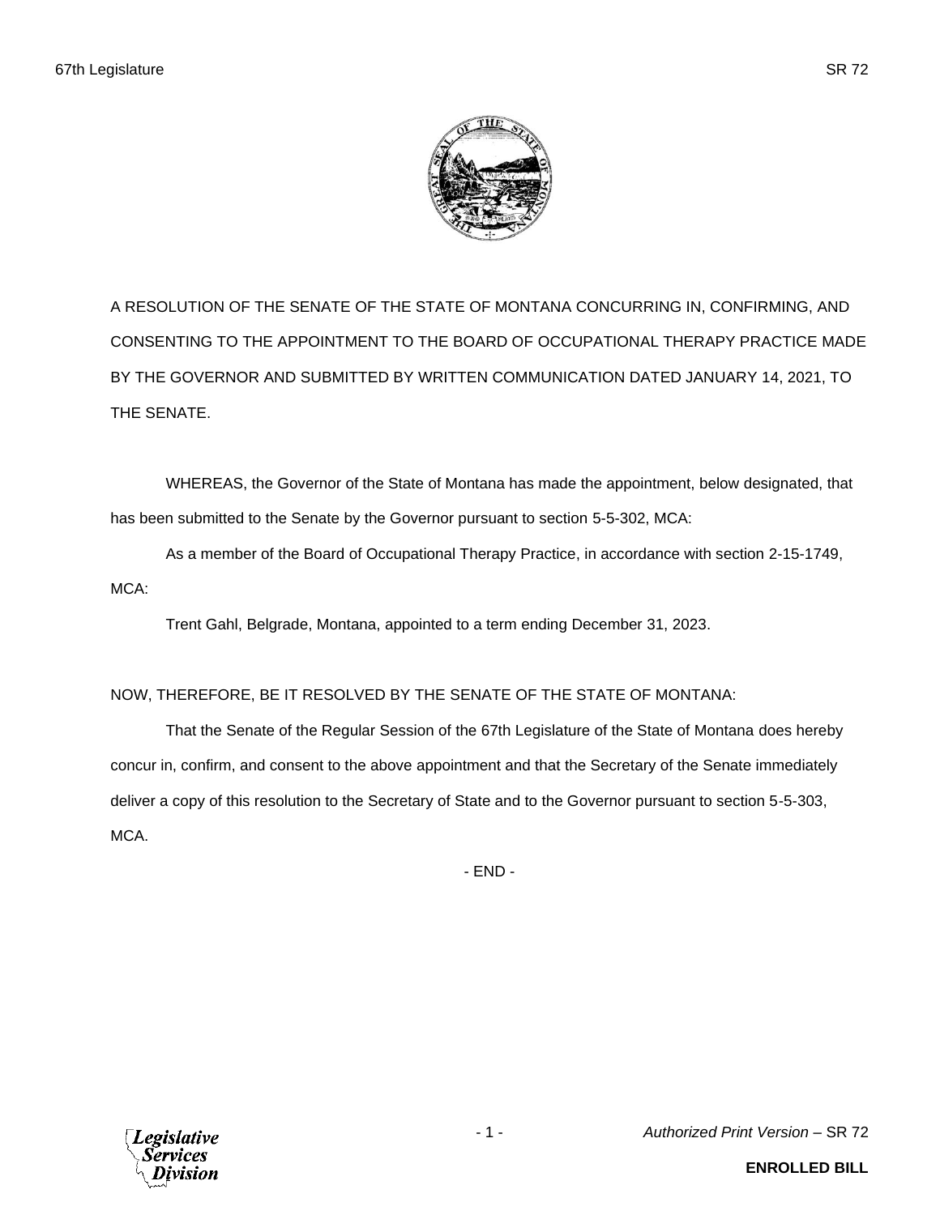A RESOLUTION OF THE SENATE OF THE STATE OF MONTANA CONCURRING IN, CONFIRMING, AND CONSENTING TO THE APPOINTMENT TO THE BOARD OF OCCUPATIONAL THERAPY PRACTICE MADE BY THE GOVERNOR AND SUBMITTED BY WRITTEN COMMUNICATION DATED JANUARY 14, 2021, TO THE SENATE.

WHEREAS, the Governor of the State of Montana has made the appointment, below designated, that has been submitted to the Senate by the Governor pursuant to section 5-5-302, MCA:

As a member of the Board of Occupational Therapy Practice, in accordance with section 2-15-1749, MCA:

Trent Gahl, Belgrade, Montana, appointed to a term ending December 31, 2023.

NOW, THEREFORE, BE IT RESOLVED BY THE SENATE OF THE STATE OF MONTANA:

That the Senate of the Regular Session of the 67th Legislature of the State of Montana does hereby concur in, confirm, and consent to the above appointment and that the Secretary of the Senate immediately deliver a copy of this resolution to the Secretary of State and to the Governor pursuant to section 5-5-303, MCA.

- END -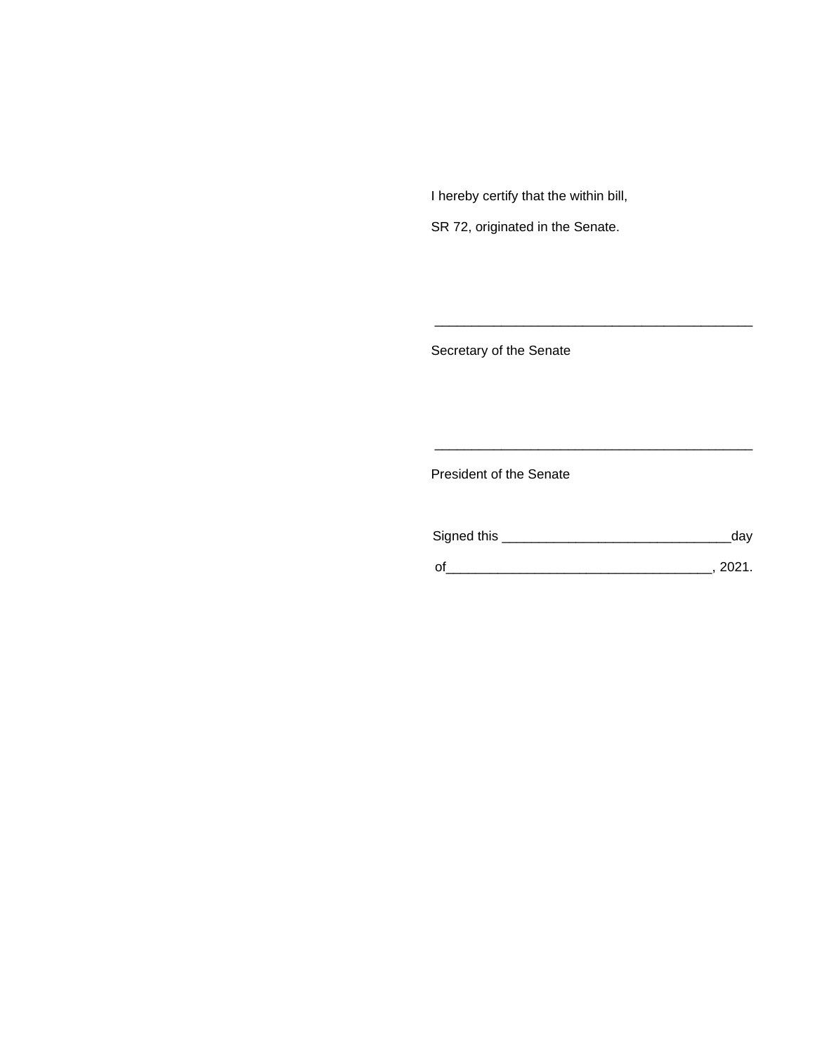I hereby certify that the within bill,

SR 72, originated in the Senate.

\_\_\_\_\_\_\_\_\_\_\_\_\_\_\_\_\_\_\_\_\_\_\_\_\_\_\_\_\_\_\_\_\_\_\_\_\_\_\_\_\_\_\_

Secretary of the Senate

\_\_\_\_\_\_\_\_\_\_\_\_\_\_\_\_\_\_\_\_\_\_\_\_\_\_\_\_\_\_\_\_\_\_\_\_\_\_\_\_\_\_\_

President of the Senate

Signed this \_\_\_\_\_\_\_\_\_\_\_\_\_\_\_\_\_\_\_\_\_\_\_\_\_\_\_\_\_\_day

of\_\_\_\_\_\_\_\_\_\_\_\_\_\_\_\_\_\_\_\_\_\_\_\_\_\_\_\_\_\_\_\_\_\_\_, 2021.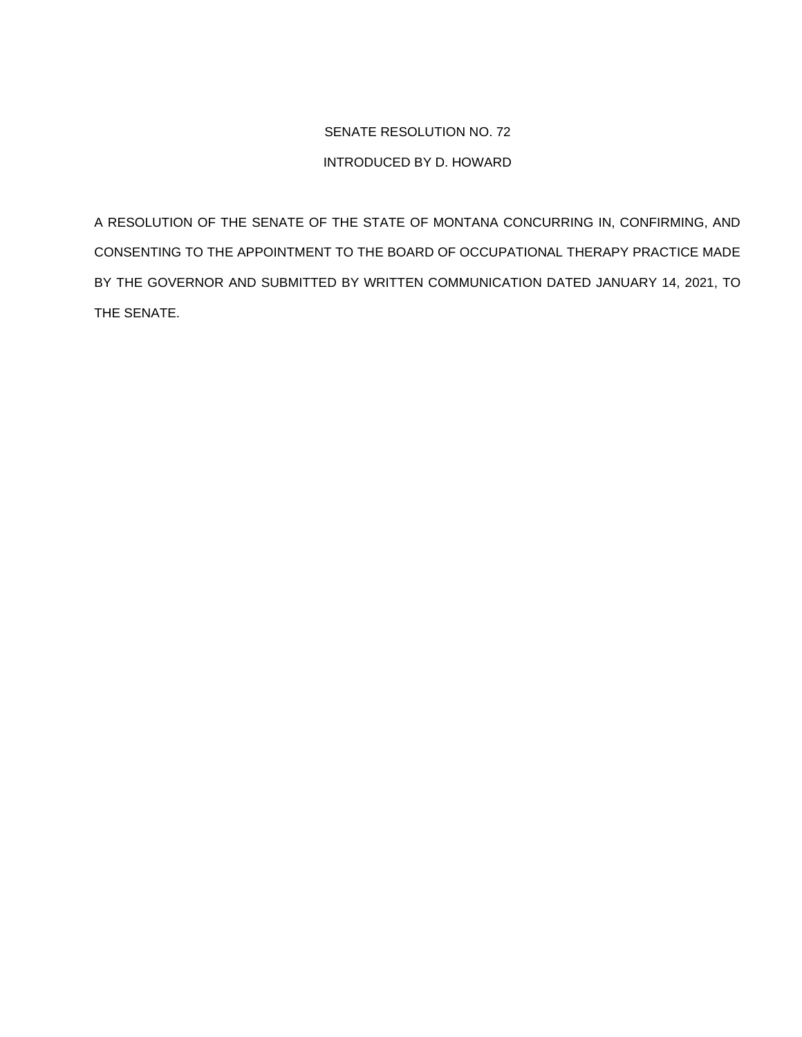SENATE RESOLUTION NO. 72

INTRODUCED BY D. HOWARD

A RESOLUTION OF THE SENATE OF THE STATE OF MONTANA CONCURRING IN, CONFIRMING, AND CONSENTING TO THE APPOINTMENT TO THE BOARD OF OCCUPATIONAL THERAPY PRACTICE MADE BY THE GOVERNOR AND SUBMITTED BY WRITTEN COMMUNICATION DATED JANUARY 14, 2021, TO THE SENATE.